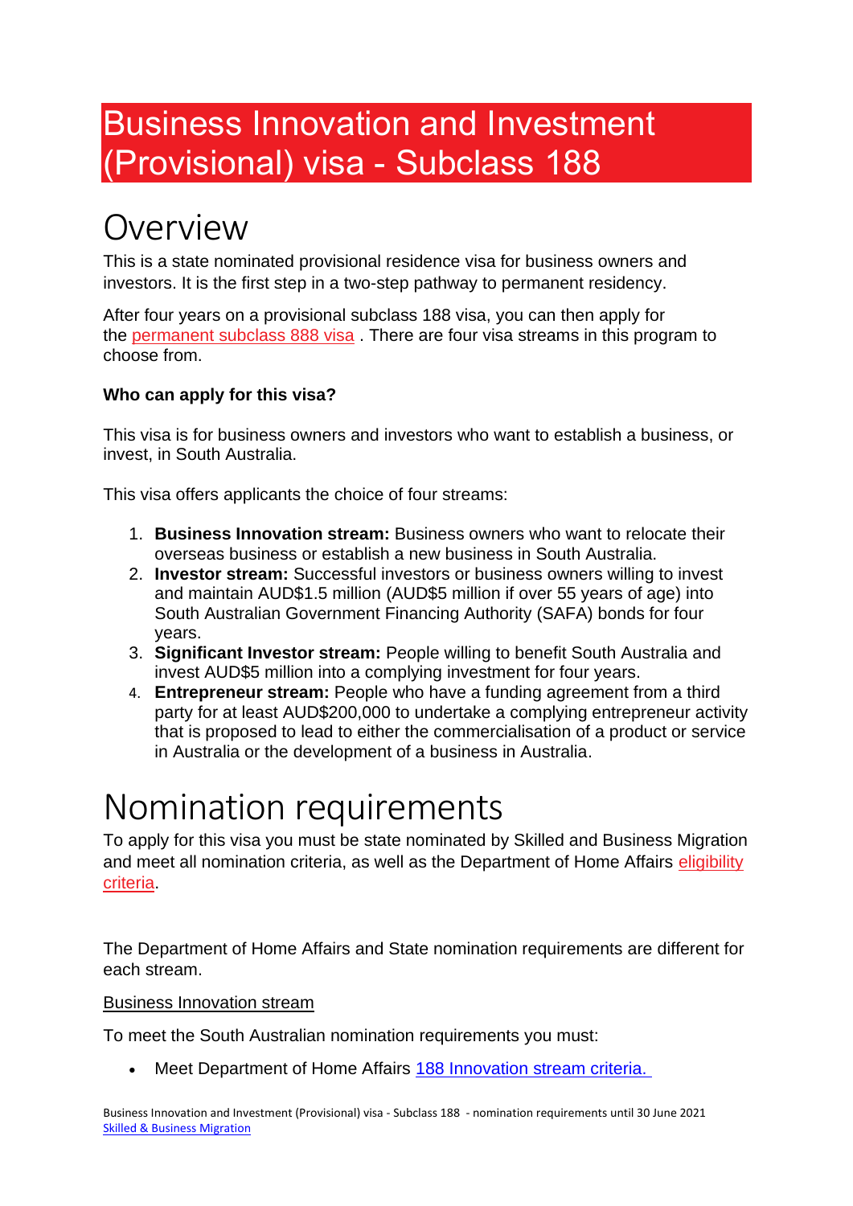# Business Innovation and Investment (Provisional) visa - Subclass 188

## Overview

This is a state nominated provisional residence visa for business owners and investors. It is the first step in a two-step pathway to permanent residency.

After four years on a provisional subclass 188 visa, you can then apply for the permanent subclass 888 visa . There are four visa streams in this program to choose from.

**Who can apply for this visa?**

This visa is for business owners and investors who want to establish a business, or invest, in South Australia.

This visa offers applicants the choice of four streams:

1. **Business Innovation stream:** Business owners who want to relocate their overseas business or establish a new business in South Australia.
2. **Investor stream:** Successful investors or business owners willing to invest and maintain AUD$1.5 million (AUD$5 million if over 55 years of age) into South Australian Government Financing Authority (SAFA) bonds for four years.
3. **Significant Investor stream:** People willing to benefit South Australia and invest AUD$5 million into a complying investment for four years.
4. **Entrepreneur stream:** People who have a funding agreement from a third party for at least AUD$200,000 to undertake a complying entrepreneur activity that is proposed to lead to either the commercialisation of a product or service in Australia or the development of a business in Australia.

## Nomination requirements

To apply for this visa you must be state nominated by Skilled and Business Migration and meet all nomination criteria, as well as the Department of Home Affairs eligibility criteria.

The Department of Home Affairs and State nomination requirements are different for each stream.

Business Innovation stream

To meet the South Australian nomination requirements you must:

- Meet Department of Home Affairs 188 Innovation stream criteria.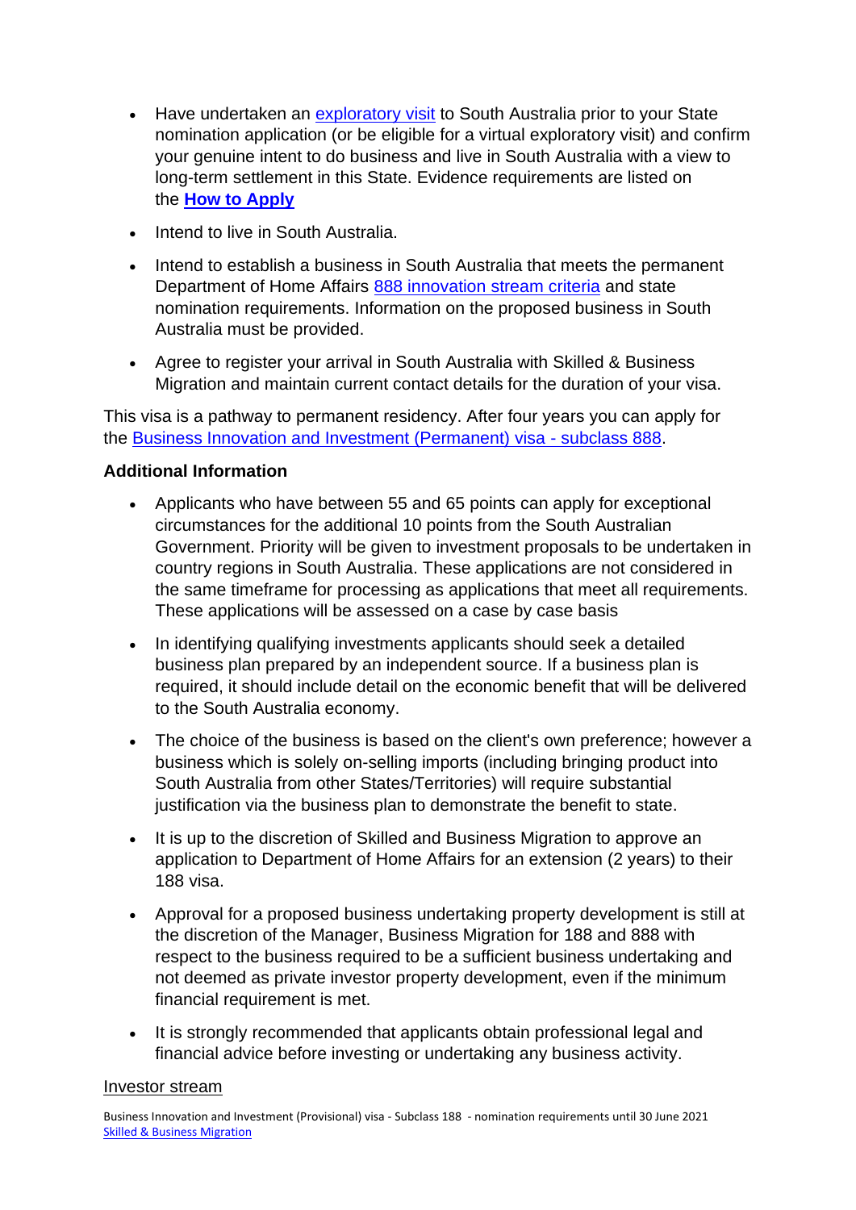- Have undertaken an exploratory visit to South Australia prior to your State nomination application (or be eligible for a virtual exploratory visit) and confirm your genuine intent to do business and live in South Australia with a view to long-term settlement in this State. Evidence requirements are listed on the **How to Apply**
- Intend to live in South Australia.
- Intend to establish a business in South Australia that meets the permanent Department of Home Affairs 888 innovation stream criteria and state nomination requirements. Information on the proposed business in South Australia must be provided.
- Agree to register your arrival in South Australia with Skilled & Business Migration and maintain current contact details for the duration of your visa.

This visa is a pathway to permanent residency. After four years you can apply for the Business Innovation and Investment (Permanent) visa - subclass 888.

**Additional Information**

- Applicants who have between 55 and 65 points can apply for exceptional circumstances for the additional 10 points from the South Australian Government. Priority will be given to investment proposals to be undertaken in country regions in South Australia. These applications are not considered in the same timeframe for processing as applications that meet all requirements. These applications will be assessed on a case by case basis
- In identifying qualifying investments applicants should seek a detailed business plan prepared by an independent source. If a business plan is required, it should include detail on the economic benefit that will be delivered to the South Australia economy.
- The choice of the business is based on the client's own preference; however a business which is solely on-selling imports (including bringing product into South Australia from other States/Territories) will require substantial justification via the business plan to demonstrate the benefit to state.
- It is up to the discretion of Skilled and Business Migration to approve an application to Department of Home Affairs for an extension (2 years) to their 188 visa.
- Approval for a proposed business undertaking property development is still at the discretion of the Manager, Business Migration for 188 and 888 with respect to the business required to be a sufficient business undertaking and not deemed as private investor property development, even if the minimum financial requirement is met.
- It is strongly recommended that applicants obtain professional legal and financial advice before investing or undertaking any business activity.

Investor stream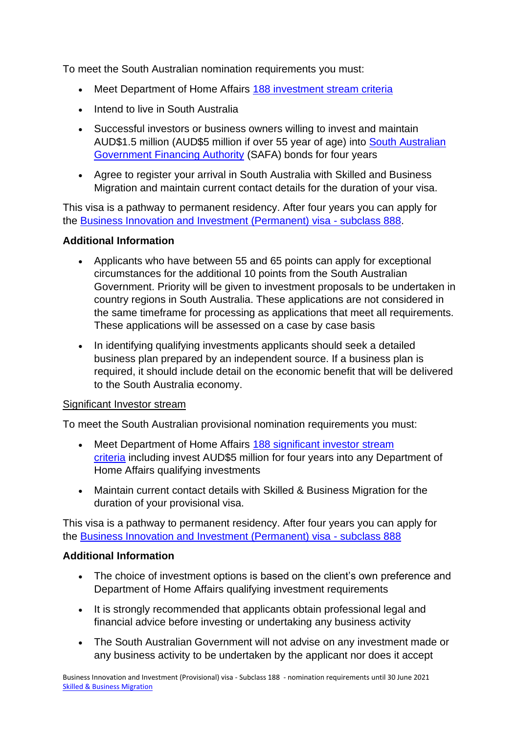To meet the South Australian nomination requirements you must:

- Meet Department of Home Affairs 188 investment stream criteria
- Intend to live in South Australia
- Successful investors or business owners willing to invest and maintain AUD$1.5 million (AUD$5 million if over 55 year of age) into South Australian Government Financing Authority (SAFA) bonds for four years
- Agree to register your arrival in South Australia with Skilled and Business Migration and maintain current contact details for the duration of your visa.

This visa is a pathway to permanent residency. After four years you can apply for the Business Innovation and Investment (Permanent) visa - subclass 888.

**Additional Information**

- Applicants who have between 55 and 65 points can apply for exceptional circumstances for the additional 10 points from the South Australian Government. Priority will be given to investment proposals to be undertaken in country regions in South Australia. These applications are not considered in the same timeframe for processing as applications that meet all requirements. These applications will be assessed on a case by case basis
- In identifying qualifying investments applicants should seek a detailed business plan prepared by an independent source. If a business plan is required, it should include detail on the economic benefit that will be delivered to the South Australia economy.

Significant Investor stream

To meet the South Australian provisional nomination requirements you must:

- Meet Department of Home Affairs 188 significant investor stream criteria including invest AUD$5 million for four years into any Department of Home Affairs qualifying investments
- Maintain current contact details with Skilled & Business Migration for the duration of your provisional visa.

This visa is a pathway to permanent residency. After four years you can apply for the Business Innovation and Investment (Permanent) visa - subclass 888

**Additional Information**

- The choice of investment options is based on the client's own preference and Department of Home Affairs qualifying investment requirements
- It is strongly recommended that applicants obtain professional legal and financial advice before investing or undertaking any business activity
- The South Australian Government will not advise on any investment made or any business activity to be undertaken by the applicant nor does it accept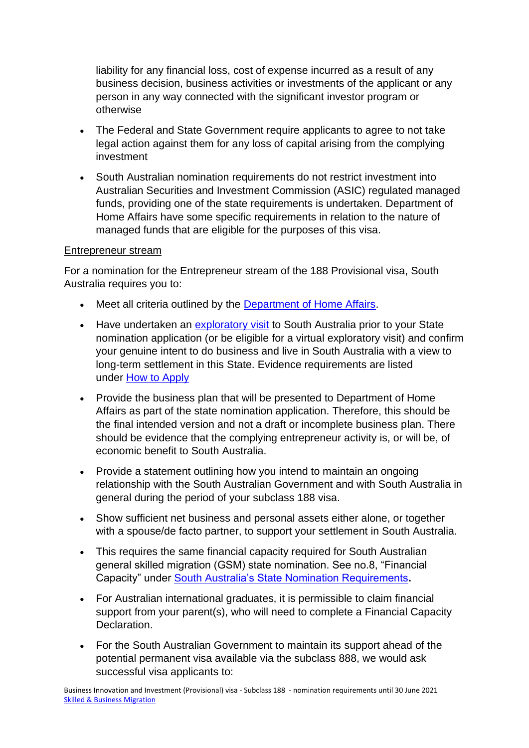liability for any financial loss, cost of expense incurred as a result of any business decision, business activities or investments of the applicant or any person in any way connected with the significant investor program or otherwise

- The Federal and State Government require applicants to agree to not take legal action against them for any loss of capital arising from the complying investment
- South Australian nomination requirements do not restrict investment into Australian Securities and Investment Commission (ASIC) regulated managed funds, providing one of the state requirements is undertaken. Department of Home Affairs have some specific requirements in relation to the nature of managed funds that are eligible for the purposes of this visa.

Entrepreneur stream

For a nomination for the Entrepreneur stream of the 188 Provisional visa, South Australia requires you to:

- Meet all criteria outlined by the [Department of Home Affairs](#).
- Have undertaken an [exploratory visit](#) to South Australia prior to your State nomination application (or be eligible for a virtual exploratory visit) and confirm your genuine intent to do business and live in South Australia with a view to long-term settlement in this State. Evidence requirements are listed under [How to Apply](#)
- Provide the business plan that will be presented to Department of Home Affairs as part of the state nomination application. Therefore, this should be the final intended version and not a draft or incomplete business plan. There should be evidence that the complying entrepreneur activity is, or will be, of economic benefit to South Australia.
- Provide a statement outlining how you intend to maintain an ongoing relationship with the South Australian Government and with South Australia in general during the period of your subclass 188 visa.
- Show sufficient net business and personal assets either alone, or together with a spouse/de facto partner, to support your settlement in South Australia.
- This requires the same financial capacity required for South Australian general skilled migration (GSM) state nomination. See no.8, "Financial Capacity" under [South Australia's State Nomination Requirements](#)**.**
- For Australian international graduates, it is permissible to claim financial support from your parent(s), who will need to complete a Financial Capacity Declaration.
- For the South Australian Government to maintain its support ahead of the potential permanent visa available via the subclass 888, we would ask successful visa applicants to: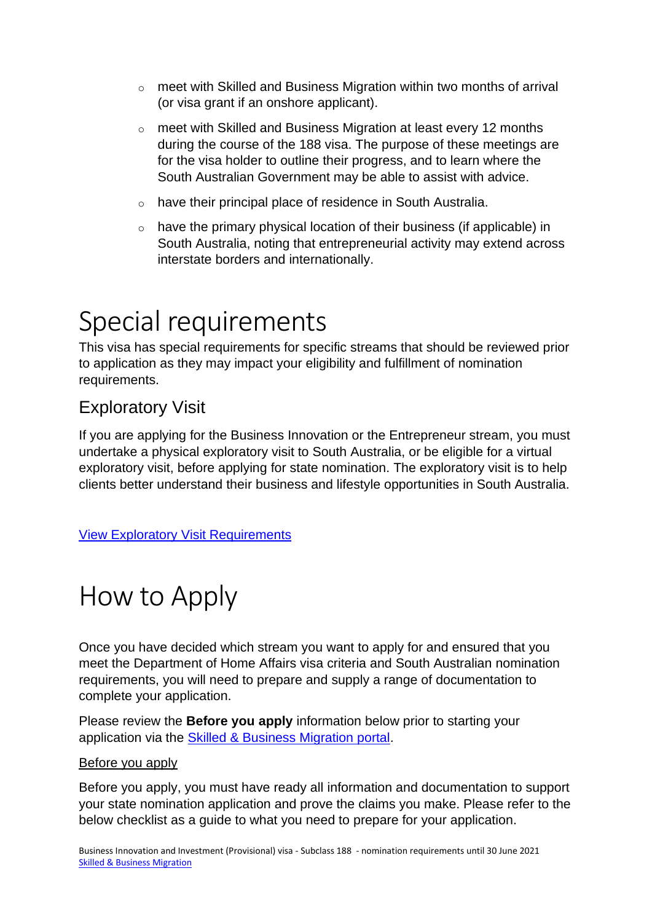- meet with Skilled and Business Migration within two months of arrival (or visa grant if an onshore applicant).
- meet with Skilled and Business Migration at least every 12 months during the course of the 188 visa. The purpose of these meetings are for the visa holder to outline their progress, and to learn where the South Australian Government may be able to assist with advice.
- have their principal place of residence in South Australia.
- have the primary physical location of their business (if applicable) in South Australia, noting that entrepreneurial activity may extend across interstate borders and internationally.

# Special requirements

This visa has special requirements for specific streams that should be reviewed prior to application as they may impact your eligibility and fulfillment of nomination requirements.

## Exploratory Visit

If you are applying for the Business Innovation or the Entrepreneur stream, you must undertake a physical exploratory visit to South Australia, or be eligible for a virtual exploratory visit, before applying for state nomination. The exploratory visit is to help clients better understand their business and lifestyle opportunities in South Australia.

View Exploratory Visit Requirements

# How to Apply

Once you have decided which stream you want to apply for and ensured that you meet the Department of Home Affairs visa criteria and South Australian nomination requirements, you will need to prepare and supply a range of documentation to complete your application.

Please review the **Before you apply** information below prior to starting your application via the Skilled & Business Migration portal.

Before you apply

Before you apply, you must have ready all information and documentation to support your state nomination application and prove the claims you make. Please refer to the below checklist as a guide to what you need to prepare for your application.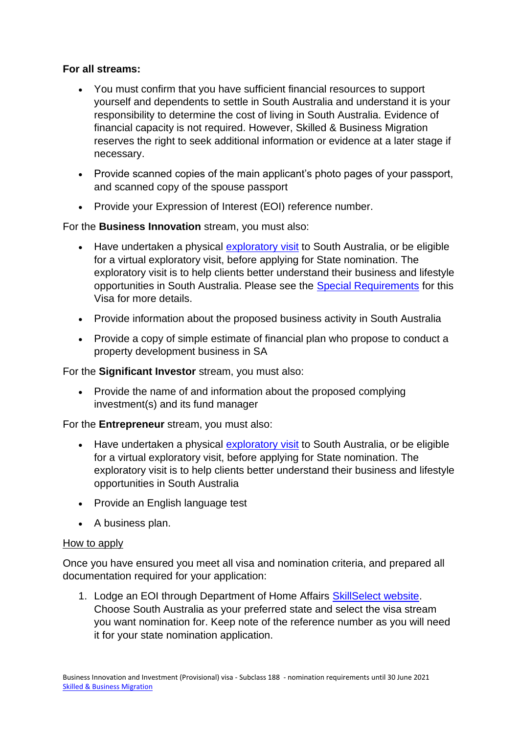**For all streams:**

- You must confirm that you have sufficient financial resources to support yourself and dependents to settle in South Australia and understand it is your responsibility to determine the cost of living in South Australia. Evidence of financial capacity is not required. However, Skilled & Business Migration reserves the right to seek additional information or evidence at a later stage if necessary.
- Provide scanned copies of the main applicant's photo pages of your passport, and scanned copy of the spouse passport
- Provide your Expression of Interest (EOI) reference number.

For the **Business Innovation** stream, you must also:

- Have undertaken a physical exploratory visit to South Australia, or be eligible for a virtual exploratory visit, before applying for State nomination. The exploratory visit is to help clients better understand their business and lifestyle opportunities in South Australia. Please see the Special Requirements for this Visa for more details.
- Provide information about the proposed business activity in South Australia
- Provide a copy of simple estimate of financial plan who propose to conduct a property development business in SA

For the **Significant Investor** stream, you must also:

- Provide the name of and information about the proposed complying investment(s) and its fund manager

For the **Entrepreneur** stream, you must also:

- Have undertaken a physical exploratory visit to South Australia, or be eligible for a virtual exploratory visit, before applying for State nomination. The exploratory visit is to help clients better understand their business and lifestyle opportunities in South Australia
- Provide an English language test
- A business plan.

How to apply

Once you have ensured you meet all visa and nomination criteria, and prepared all documentation required for your application:

1. Lodge an EOI through Department of Home Affairs SkillSelect website. Choose South Australia as your preferred state and select the visa stream you want nomination for. Keep note of the reference number as you will need it for your state nomination application.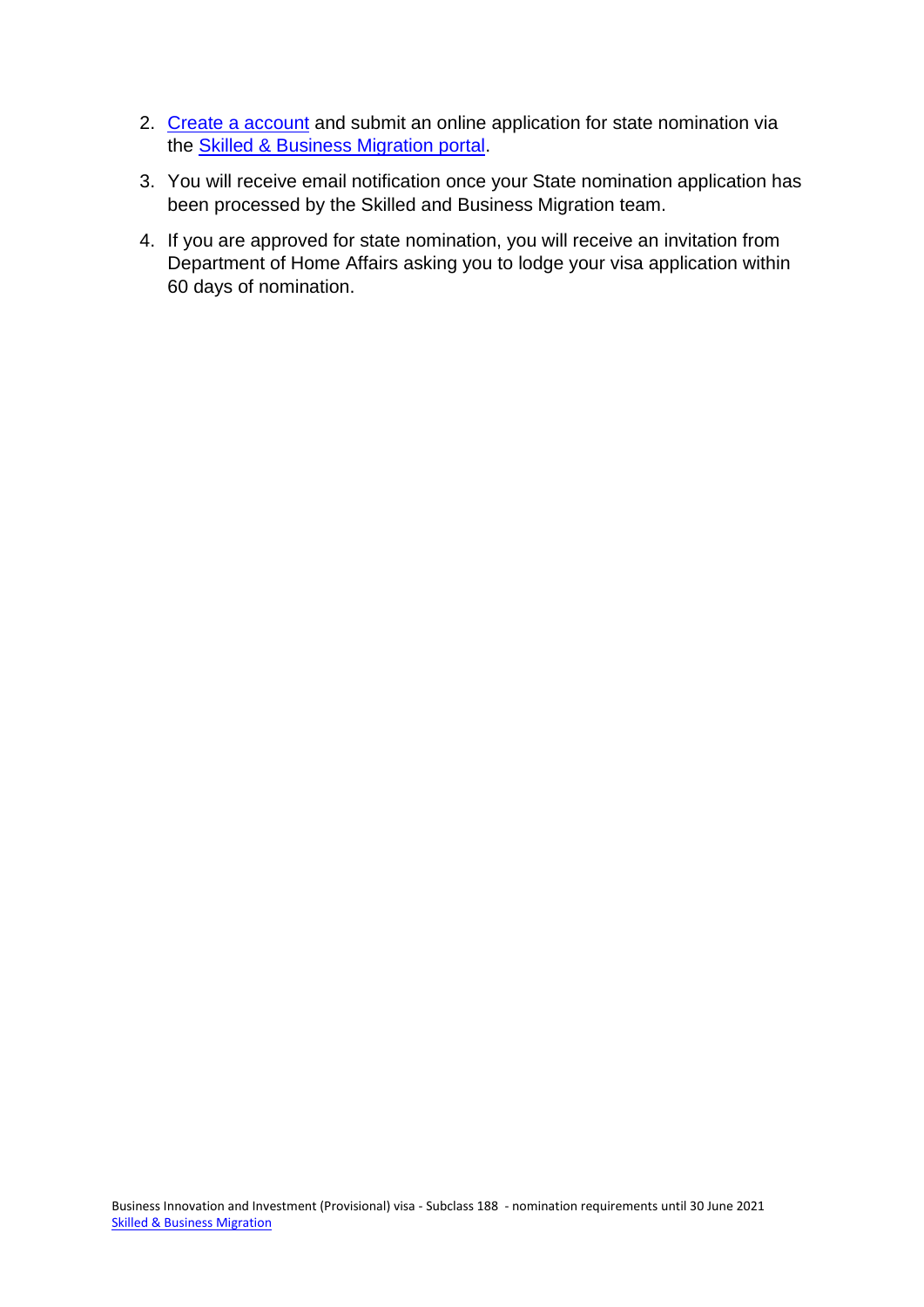2. [Create a account] and submit an online application for state nomination via the [Skilled & Business Migration portal].

3. You will receive email notification once your State nomination application has been processed by the Skilled and Business Migration team.

4. If you are approved for state nomination, you will receive an invitation from Department of Home Affairs asking you to lodge your visa application within 60 days of nomination.